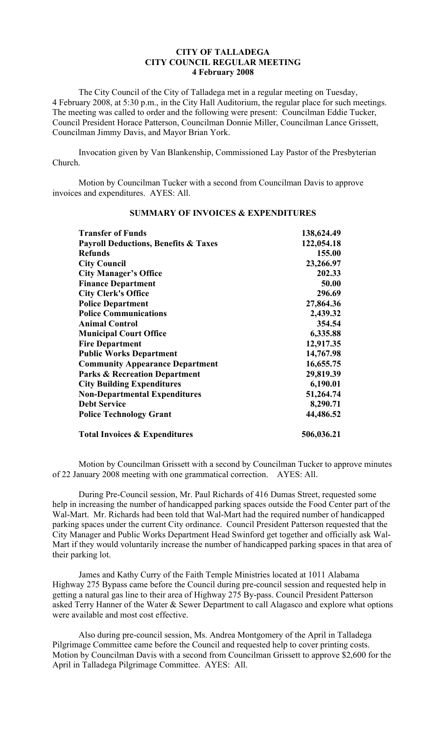# CITY OF TALLADEGA
## CITY COUNCIL REGULAR MEETING
## 4 February 2008

The City Council of the City of Talladega met in a regular meeting on Tuesday, 4 February 2008, at 5:30 p.m., in the City Hall Auditorium, the regular place for such meetings. The meeting was called to order and the following were present: Councilman Eddie Tucker, Council President Horace Patterson, Councilman Donnie Miller, Councilman Lance Grissett, Councilman Jimmy Davis, and Mayor Brian York.

Invocation given by Van Blankenship, Commissioned Lay Pastor of the Presbyterian Church.

Motion by Councilman Tucker with a second from Councilman Davis to approve invoices and expenditures. AYES: All.

**SUMMARY OF INVOICES & EXPENDITURES**

| | |
|---|---|
| **Transfer of Funds** | **138,624.49** |
| **Payroll Deductions, Benefits & Taxes** | **122,054.18** |
| **Refunds** | **155.00** |
| **City Council** | **23,266.97** |
| **City Manager's Office** | **202.33** |
| **Finance Department** | **50.00** |
| **City Clerk's Office** | **296.69** |
| **Police Department** | **27,864.36** |
| **Police Communications** | **2,439.32** |
| **Animal Control** | **354.54** |
| **Municipal Court Office** | **6,335.88** |
| **Fire Department** | **12,917.35** |
| **Public Works Department** | **14,767.98** |
| **Community Appearance Department** | **16,655.75** |
| **Parks & Recreation Department** | **29,819.39** |
| **City Building Expenditures** | **6,190.01** |
| **Non-Departmental Expenditures** | **51,264.74** |
| **Debt Service** | **8,290.71** |
| **Police Technology Grant** | **44,486.52** |
| **Total Invoices & Expenditures** | **506,036.21** |

Motion by Councilman Grissett with a second by Councilman Tucker to approve minutes of 22 January 2008 meeting with one grammatical correction. AYES: All.

During Pre-Council session, Mr. Paul Richards of 416 Dumas Street, requested some help in increasing the number of handicapped parking spaces outside the Food Center part of the Wal-Mart. Mr. Richards had been told that Wal-Mart had the required number of handicapped parking spaces under the current City ordinance. Council President Patterson requested that the City Manager and Public Works Department Head Swinford get together and officially ask Wal-Mart if they would voluntarily increase the number of handicapped parking spaces in that area of their parking lot.

James and Kathy Curry of the Faith Temple Ministries located at 1011 Alabama Highway 275 Bypass came before the Council during pre-council session and requested help in getting a natural gas line to their area of Highway 275 By-pass. Council President Patterson asked Terry Hanner of the Water & Sewer Department to call Alagasco and explore what options were available and most cost effective.

Also during pre-council session, Ms. Andrea Montgomery of the April in Talladega Pilgrimage Committee came before the Council and requested help to cover printing costs. Motion by Councilman Davis with a second from Councilman Grissett to approve $2,600 for the April in Talladega Pilgrimage Committee. AYES: All.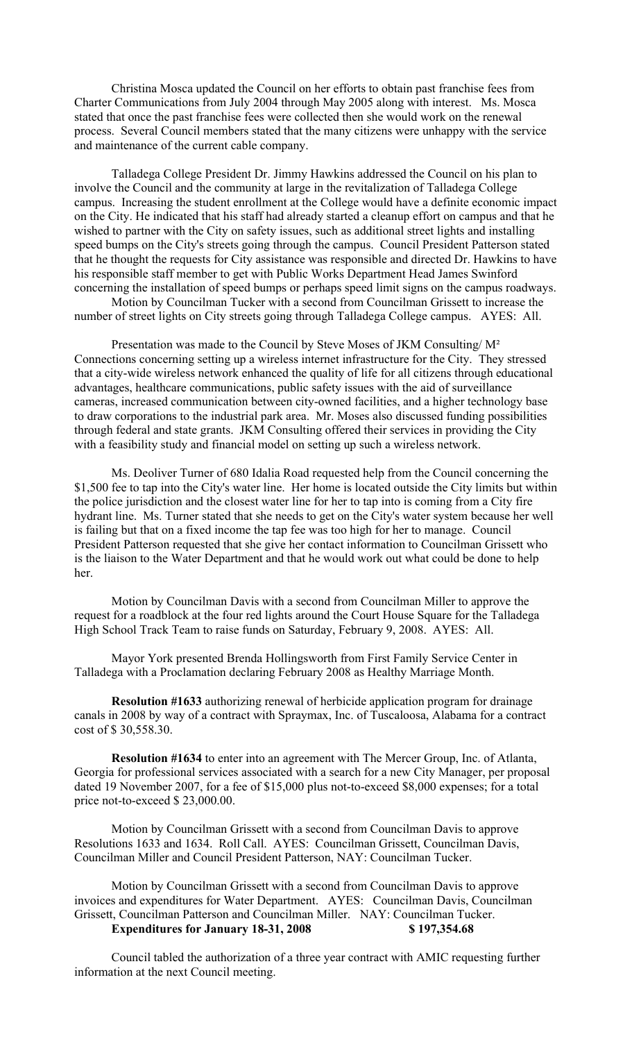Christina Mosca updated the Council on her efforts to obtain past franchise fees from Charter Communications from July 2004 through May 2005 along with interest. Ms. Mosca stated that once the past franchise fees were collected then she would work on the renewal process. Several Council members stated that the many citizens were unhappy with the service and maintenance of the current cable company.

Talladega College President Dr. Jimmy Hawkins addressed the Council on his plan to involve the Council and the community at large in the revitalization of Talladega College campus. Increasing the student enrollment at the College would have a definite economic impact on the City. He indicated that his staff had already started a cleanup effort on campus and that he wished to partner with the City on safety issues, such as additional street lights and installing speed bumps on the City's streets going through the campus. Council President Patterson stated that he thought the requests for City assistance was responsible and directed Dr. Hawkins to have his responsible staff member to get with Public Works Department Head James Swinford concerning the installation of speed bumps or perhaps speed limit signs on the campus roadways.

Motion by Councilman Tucker with a second from Councilman Grissett to increase the number of street lights on City streets going through Talladega College campus. AYES: All.

Presentation was made to the Council by Steve Moses of JKM Consulting/ M² Connections concerning setting up a wireless internet infrastructure for the City. They stressed that a city-wide wireless network enhanced the quality of life for all citizens through educational advantages, healthcare communications, public safety issues with the aid of surveillance cameras, increased communication between city-owned facilities, and a higher technology base to draw corporations to the industrial park area. Mr. Moses also discussed funding possibilities through federal and state grants. JKM Consulting offered their services in providing the City with a feasibility study and financial model on setting up such a wireless network.

Ms. Deoliver Turner of 680 Idalia Road requested help from the Council concerning the $1,500 fee to tap into the City's water line. Her home is located outside the City limits but within the police jurisdiction and the closest water line for her to tap into is coming from a City fire hydrant line. Ms. Turner stated that she needs to get on the City's water system because her well is failing but that on a fixed income the tap fee was too high for her to manage. Council President Patterson requested that she give her contact information to Councilman Grissett who is the liaison to the Water Department and that he would work out what could be done to help her.

Motion by Councilman Davis with a second from Councilman Miller to approve the request for a roadblock at the four red lights around the Court House Square for the Talladega High School Track Team to raise funds on Saturday, February 9, 2008. AYES: All.

Mayor York presented Brenda Hollingsworth from First Family Service Center in Talladega with a Proclamation declaring February 2008 as Healthy Marriage Month.

**Resolution #1633** authorizing renewal of herbicide application program for drainage canals in 2008 by way of a contract with Spraymax, Inc. of Tuscaloosa, Alabama for a contract cost of $ 30,558.30.

**Resolution #1634** to enter into an agreement with The Mercer Group, Inc. of Atlanta, Georgia for professional services associated with a search for a new City Manager, per proposal dated 19 November 2007, for a fee of $15,000 plus not-to-exceed $8,000 expenses; for a total price not-to-exceed $ 23,000.00.

Motion by Councilman Grissett with a second from Councilman Davis to approve Resolutions 1633 and 1634. Roll Call. AYES: Councilman Grissett, Councilman Davis, Councilman Miller and Council President Patterson, NAY: Councilman Tucker.

Motion by Councilman Grissett with a second from Councilman Davis to approve invoices and expenditures for Water Department. AYES: Councilman Davis, Councilman Grissett, Councilman Patterson and Councilman Miller. NAY: Councilman Tucker.

**Expenditures for January 18-31, 2008 $ 197,354.68**

Council tabled the authorization of a three year contract with AMIC requesting further information at the next Council meeting.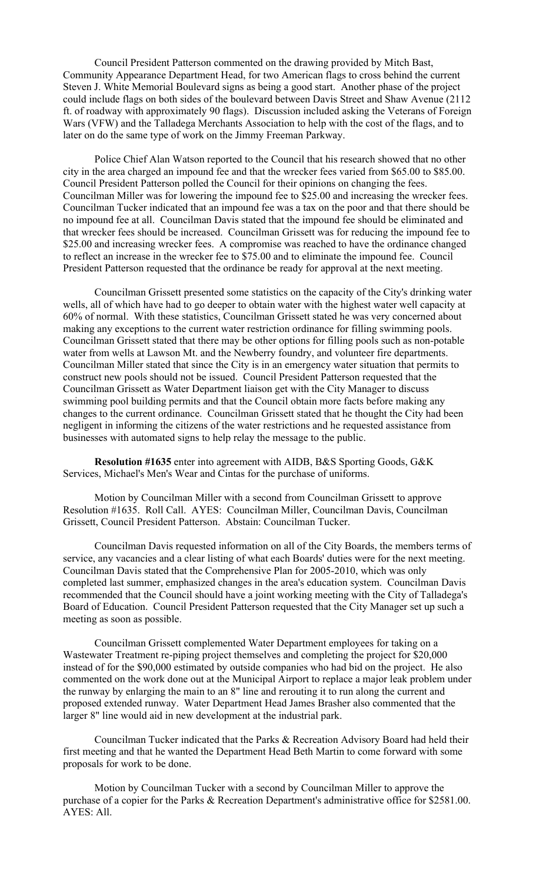Council President Patterson commented on the drawing provided by Mitch Bast, Community Appearance Department Head, for two American flags to cross behind the current Steven J. White Memorial Boulevard signs as being a good start. Another phase of the project could include flags on both sides of the boulevard between Davis Street and Shaw Avenue (2112 ft. of roadway with approximately 90 flags). Discussion included asking the Veterans of Foreign Wars (VFW) and the Talladega Merchants Association to help with the cost of the flags, and to later on do the same type of work on the Jimmy Freeman Parkway.

Police Chief Alan Watson reported to the Council that his research showed that no other city in the area charged an impound fee and that the wrecker fees varied from $65.00 to $85.00. Council President Patterson polled the Council for their opinions on changing the fees. Councilman Miller was for lowering the impound fee to $25.00 and increasing the wrecker fees. Councilman Tucker indicated that an impound fee was a tax on the poor and that there should be no impound fee at all. Councilman Davis stated that the impound fee should be eliminated and that wrecker fees should be increased. Councilman Grissett was for reducing the impound fee to $25.00 and increasing wrecker fees. A compromise was reached to have the ordinance changed to reflect an increase in the wrecker fee to $75.00 and to eliminate the impound fee. Council President Patterson requested that the ordinance be ready for approval at the next meeting.

Councilman Grissett presented some statistics on the capacity of the City's drinking water wells, all of which have had to go deeper to obtain water with the highest water well capacity at 60% of normal. With these statistics, Councilman Grissett stated he was very concerned about making any exceptions to the current water restriction ordinance for filling swimming pools. Councilman Grissett stated that there may be other options for filling pools such as non-potable water from wells at Lawson Mt. and the Newberry foundry, and volunteer fire departments. Councilman Miller stated that since the City is in an emergency water situation that permits to construct new pools should not be issued. Council President Patterson requested that the Councilman Grissett as Water Department liaison get with the City Manager to discuss swimming pool building permits and that the Council obtain more facts before making any changes to the current ordinance. Councilman Grissett stated that he thought the City had been negligent in informing the citizens of the water restrictions and he requested assistance from businesses with automated signs to help relay the message to the public.

**Resolution #1635** enter into agreement with AIDB, B&S Sporting Goods, G&K Services, Michael's Men's Wear and Cintas for the purchase of uniforms.

Motion by Councilman Miller with a second from Councilman Grissett to approve Resolution #1635. Roll Call. AYES: Councilman Miller, Councilman Davis, Councilman Grissett, Council President Patterson. Abstain: Councilman Tucker.

Councilman Davis requested information on all of the City Boards, the members terms of service, any vacancies and a clear listing of what each Boards' duties were for the next meeting. Councilman Davis stated that the Comprehensive Plan for 2005-2010, which was only completed last summer, emphasized changes in the area's education system. Councilman Davis recommended that the Council should have a joint working meeting with the City of Talladega's Board of Education. Council President Patterson requested that the City Manager set up such a meeting as soon as possible.

Councilman Grissett complemented Water Department employees for taking on a Wastewater Treatment re-piping project themselves and completing the project for $20,000 instead of for the $90,000 estimated by outside companies who had bid on the project. He also commented on the work done out at the Municipal Airport to replace a major leak problem under the runway by enlarging the main to an 8" line and rerouting it to run along the current and proposed extended runway. Water Department Head James Brasher also commented that the larger 8" line would aid in new development at the industrial park.

Councilman Tucker indicated that the Parks & Recreation Advisory Board had held their first meeting and that he wanted the Department Head Beth Martin to come forward with some proposals for work to be done.

Motion by Councilman Tucker with a second by Councilman Miller to approve the purchase of a copier for the Parks & Recreation Department's administrative office for $2581.00. AYES: All.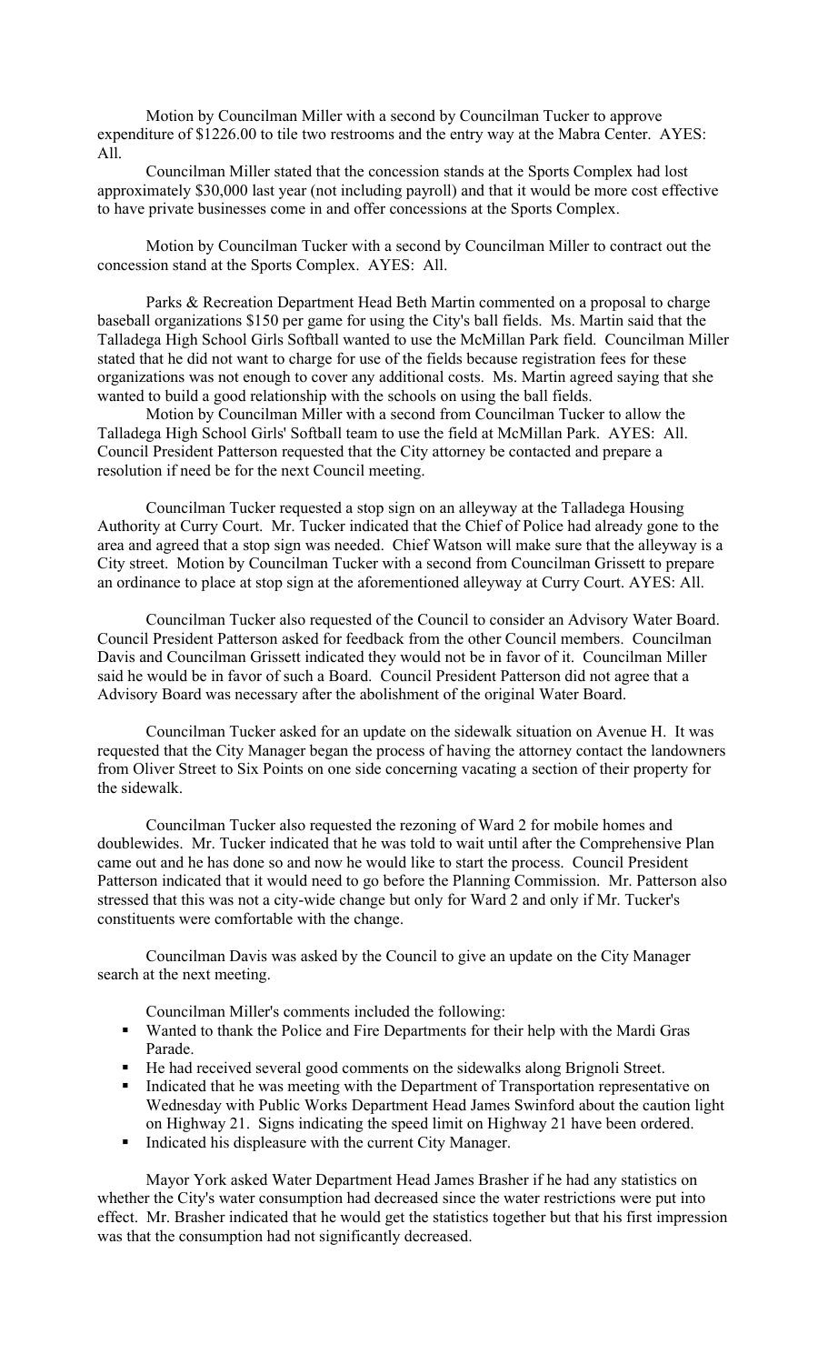Motion by Councilman Miller with a second by Councilman Tucker to approve expenditure of $1226.00 to tile two restrooms and the entry way at the Mabra Center. AYES: All.

Councilman Miller stated that the concession stands at the Sports Complex had lost approximately $30,000 last year (not including payroll) and that it would be more cost effective to have private businesses come in and offer concessions at the Sports Complex.

Motion by Councilman Tucker with a second by Councilman Miller to contract out the concession stand at the Sports Complex. AYES: All.

Parks & Recreation Department Head Beth Martin commented on a proposal to charge baseball organizations $150 per game for using the City's ball fields. Ms. Martin said that the Talladega High School Girls Softball wanted to use the McMillan Park field. Councilman Miller stated that he did not want to charge for use of the fields because registration fees for these organizations was not enough to cover any additional costs. Ms. Martin agreed saying that she wanted to build a good relationship with the schools on using the ball fields.

Motion by Councilman Miller with a second from Councilman Tucker to allow the Talladega High School Girls' Softball team to use the field at McMillan Park. AYES: All. Council President Patterson requested that the City attorney be contacted and prepare a resolution if need be for the next Council meeting.

Councilman Tucker requested a stop sign on an alleyway at the Talladega Housing Authority at Curry Court. Mr. Tucker indicated that the Chief of Police had already gone to the area and agreed that a stop sign was needed. Chief Watson will make sure that the alleyway is a City street. Motion by Councilman Tucker with a second from Councilman Grissett to prepare an ordinance to place at stop sign at the aforementioned alleyway at Curry Court. AYES: All.

Councilman Tucker also requested of the Council to consider an Advisory Water Board. Council President Patterson asked for feedback from the other Council members. Councilman Davis and Councilman Grissett indicated they would not be in favor of it. Councilman Miller said he would be in favor of such a Board. Council President Patterson did not agree that a Advisory Board was necessary after the abolishment of the original Water Board.

Councilman Tucker asked for an update on the sidewalk situation on Avenue H. It was requested that the City Manager began the process of having the attorney contact the landowners from Oliver Street to Six Points on one side concerning vacating a section of their property for the sidewalk.

Councilman Tucker also requested the rezoning of Ward 2 for mobile homes and doublewides. Mr. Tucker indicated that he was told to wait until after the Comprehensive Plan came out and he has done so and now he would like to start the process. Council President Patterson indicated that it would need to go before the Planning Commission. Mr. Patterson also stressed that this was not a city-wide change but only for Ward 2 and only if Mr. Tucker's constituents were comfortable with the change.

Councilman Davis was asked by the Council to give an update on the City Manager search at the next meeting.

Councilman Miller's comments included the following:

- Wanted to thank the Police and Fire Departments for their help with the Mardi Gras Parade.
- He had received several good comments on the sidewalks along Brignoli Street.
- Indicated that he was meeting with the Department of Transportation representative on Wednesday with Public Works Department Head James Swinford about the caution light on Highway 21. Signs indicating the speed limit on Highway 21 have been ordered.
- Indicated his displeasure with the current City Manager.

Mayor York asked Water Department Head James Brasher if he had any statistics on whether the City's water consumption had decreased since the water restrictions were put into effect. Mr. Brasher indicated that he would get the statistics together but that his first impression was that the consumption had not significantly decreased.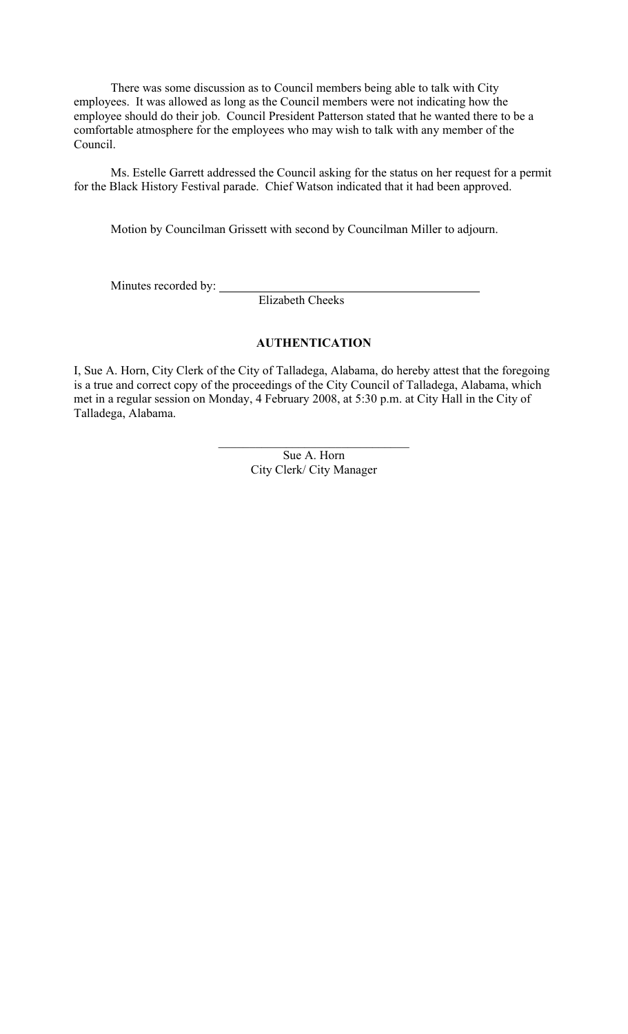There was some discussion as to Council members being able to talk with City employees. It was allowed as long as the Council members were not indicating how the employee should do their job. Council President Patterson stated that he wanted there to be a comfortable atmosphere for the employees who may wish to talk with any member of the Council.

Ms. Estelle Garrett addressed the Council asking for the status on her request for a permit for the Black History Festival parade. Chief Watson indicated that it had been approved.

Motion by Councilman Grissett with second by Councilman Miller to adjourn.

Minutes recorded by: \_\_\_\_\_\_\_\_\_\_\_\_\_\_\_\_\_\_\_\_\_\_\_\_\_\_\_\_\_\_\_\_\_\_\_\_\_\_\_\_\_\_

Elizabeth Cheeks

**AUTHENTICATION**

I, Sue A. Horn, City Clerk of the City of Talladega, Alabama, do hereby attest that the foregoing is a true and correct copy of the proceedings of the City Council of Talladega, Alabama, which met in a regular session on Monday, 4 February 2008, at 5:30 p.m. at City Hall in the City of Talladega, Alabama.

\_\_\_\_\_\_\_\_\_\_\_\_\_\_\_\_\_\_\_\_\_\_\_\_\_\_\_\_\_\_\_\_

Sue A. Horn
City Clerk/ City Manager